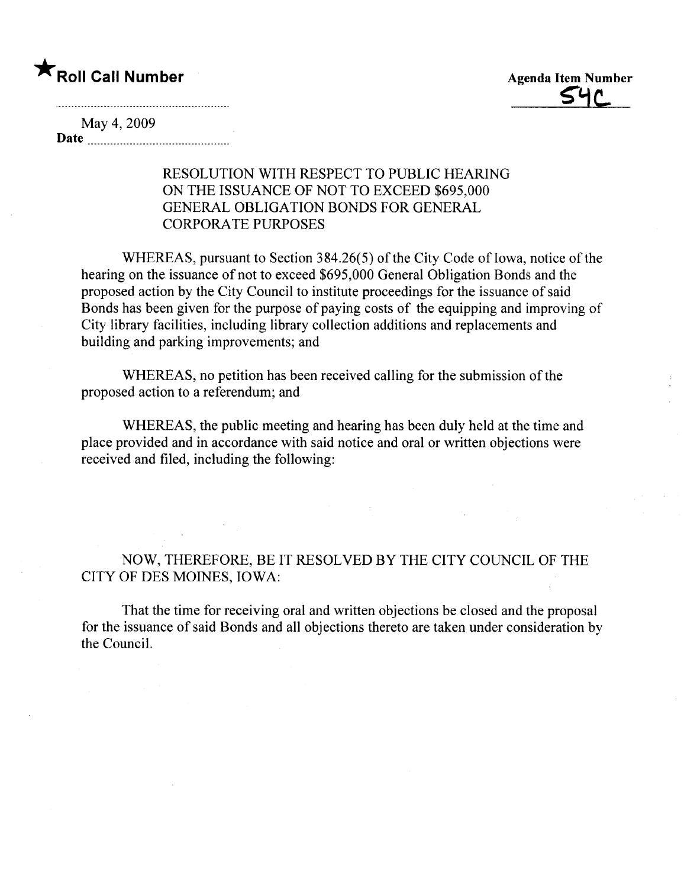★**Roll Call Number**

**Agenda Item Number**
54C

May 4, 2009
**Date** ..............................

RESOLUTION WITH RESPECT TO PUBLIC HEARING ON THE ISSUANCE OF NOT TO EXCEED $695,000 GENERAL OBLIGATION BONDS FOR GENERAL CORPORATE PURPOSES

WHEREAS, pursuant to Section 384.26(5) of the City Code of Iowa, notice of the hearing on the issuance of not to exceed $695,000 General Obligation Bonds and the proposed action by the City Council to institute proceedings for the issuance of said Bonds has been given for the purpose of paying costs of the equipping and improving of City library facilities, including library collection additions and replacements and building and parking improvements; and

WHEREAS, no petition has been received calling for the submission of the proposed action to a referendum; and

WHEREAS, the public meeting and hearing has been duly held at the time and place provided and in accordance with said notice and oral or written objections were received and filed, including the following:

NOW, THEREFORE, BE IT RESOLVED BY THE CITY COUNCIL OF THE CITY OF DES MOINES, IOWA:

That the time for receiving oral and written objections be closed and the proposal for the issuance of said Bonds and all objections thereto are taken under consideration by the Council.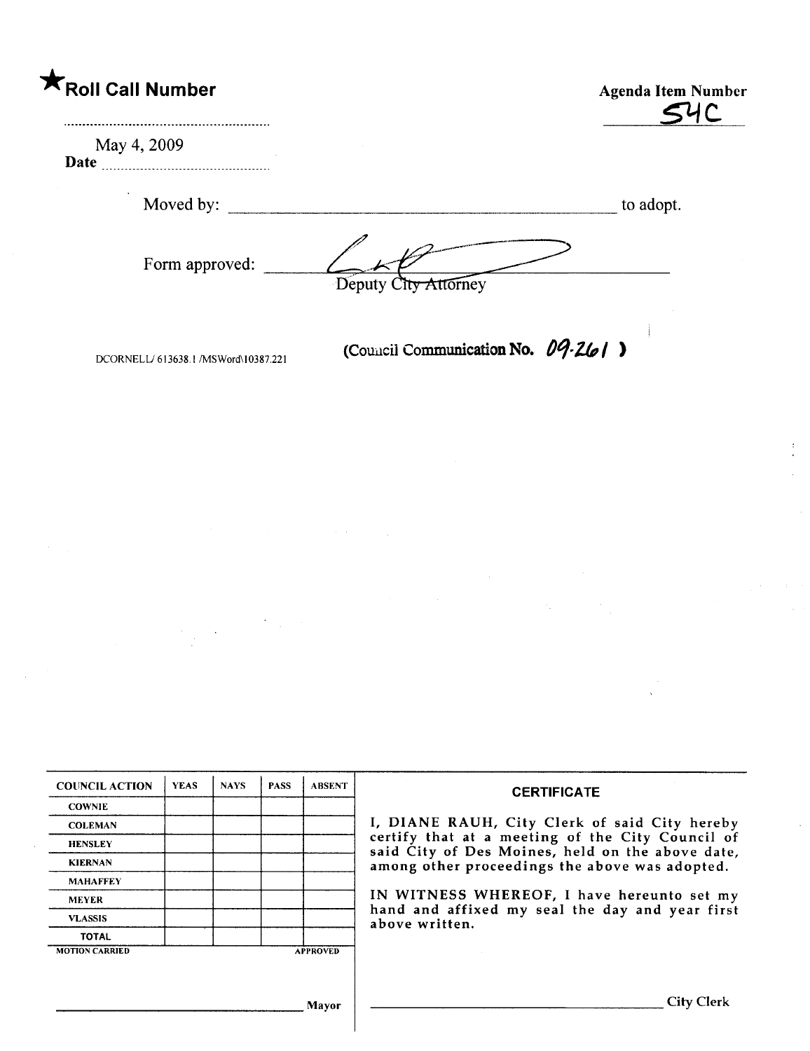★**Roll Call Number**

Agenda Item Number

54C

..........................................................

May 4, 2009

**Date** ..........................................

Moved by: ______________________________________________ to adopt.

Form approved: ______________________________________________

Deputy City Attorney

DCORNELL/ 613638.1 /MSWord\10387.221

(Council Communication No. 09-261)

| COUNCIL ACTION | YEAS | NAYS | PASS | ABSENT |
|---|---|---|---|---|
| COWNIE | | | | |
| COLEMAN | | | | |
| HENSLEY | | | | |
| KIERNAN | | | | |
| MAHAFFEY | | | | |
| MEYER | | | | |
| VLASSIS | | | | |
| TOTAL | | | | |

MOTION CARRIED APPROVED

______________________________________ Mayor

**CERTIFICATE**

I, DIANE RAUH, City Clerk of said City hereby certify that at a meeting of the City Council of said City of Des Moines, held on the above date, among other proceedings the above was adopted.

IN WITNESS WHEREOF, I have hereunto set my hand and affixed my seal the day and year first above written.

______________________________________ City Clerk